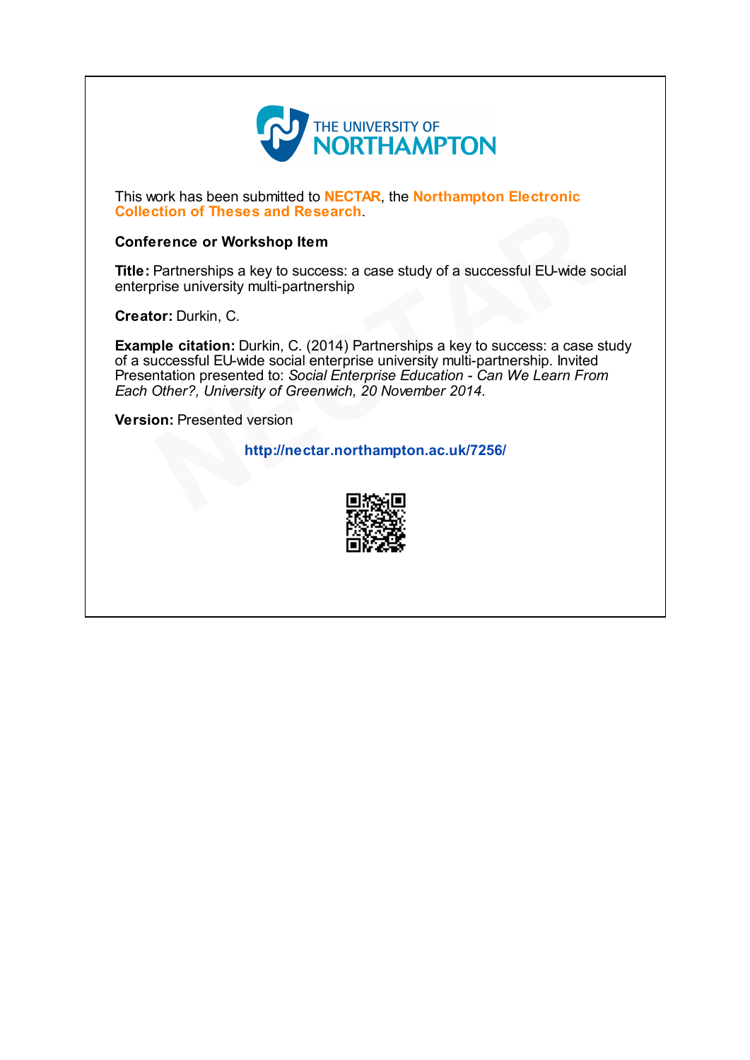THE UNIVERSITY OF NORTHAMPTON

This work has been submitted to **NECTAR**, the **Northampton Electronic Collection of Theses and Research**.

**Conference or Workshop Item**

**Title:** Partnerships a key to success: a case study of a successful EU-wide social enterprise university multi-partnership

**Creator:** Durkin, C.

**Example citation:** Durkin, C. (2014) Partnerships a key to success: a case study of a successful EU-wide social enterprise university multi-partnership. Invited Presentation presented to: *Social Enterprise Education - Can We Learn From Each Other?, University of Greenwich, 20 November 2014.*

**Version:** Presented version

**http://nectar.northampton.ac.uk/7256/**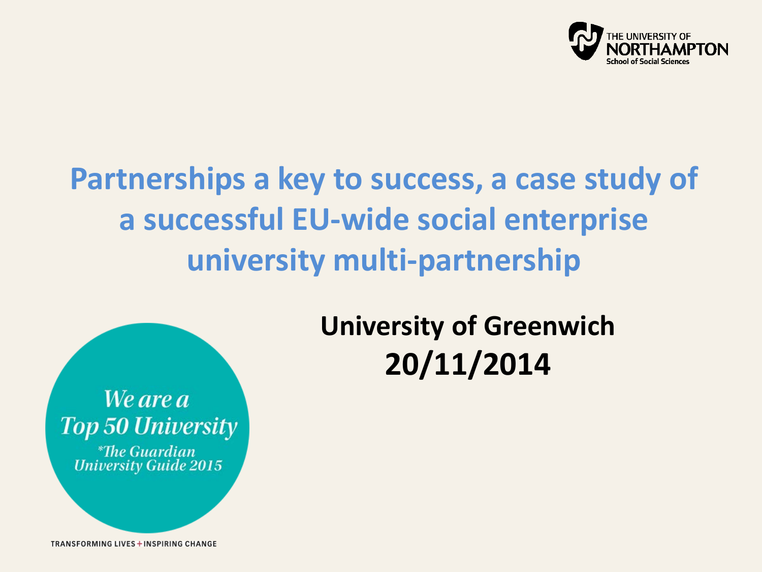THE UNIVERSITY OF NORTHAMPTON
School of Social Sciences

# Partnerships a key to success, a case study of a successful EU-wide social enterprise university multi-partnership

**University of Greenwich**
**20/11/2014**

*We are a Top 50 University*
*\*The Guardian University Guide 2015*

TRANSFORMING LIVES + INSPIRING CHANGE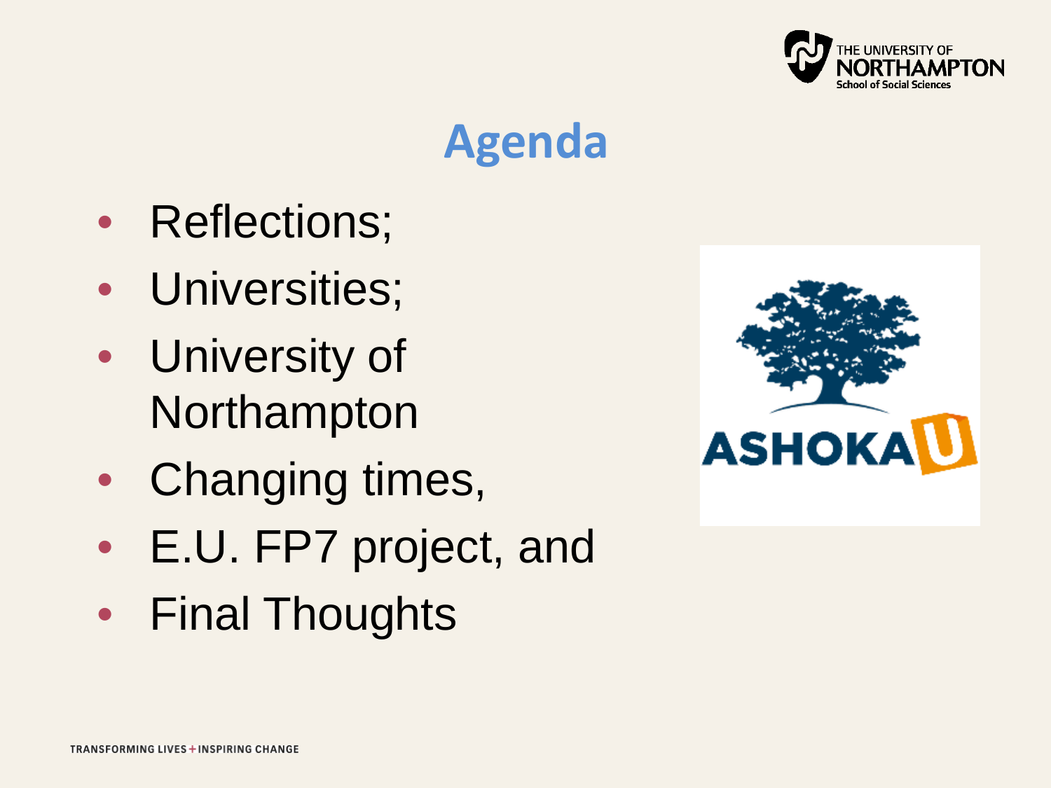# Agenda

- Reflections;
- Universities;
- University of Northampton
- Changing times,
- E.U. FP7 project, and
- Final Thoughts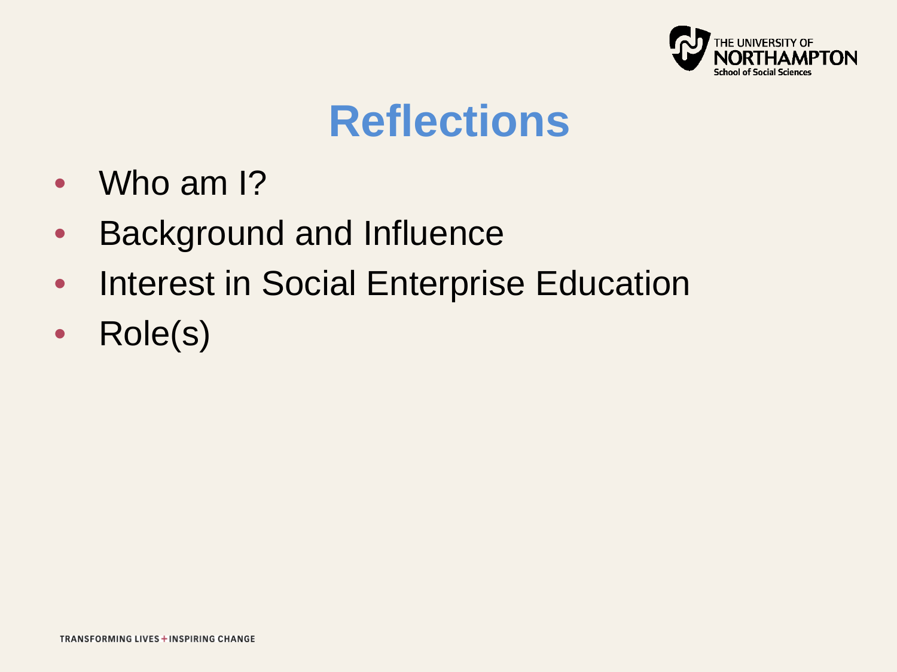# Reflections

- Who am I?
- Background and Influence
- Interest in Social Enterprise Education
- Role(s)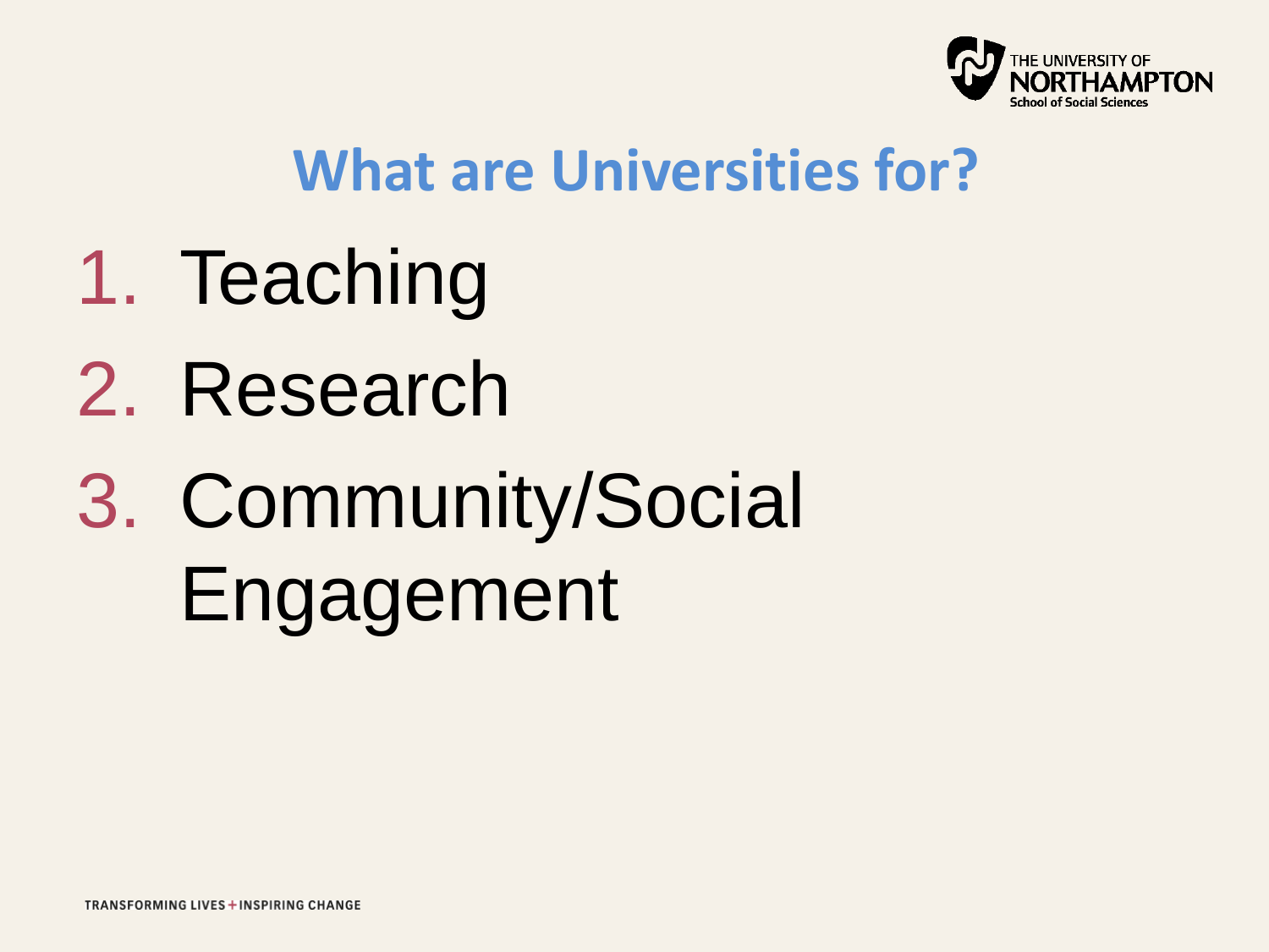# What are Universities for?

1. Teaching
2. Research
3. Community/Social Engagement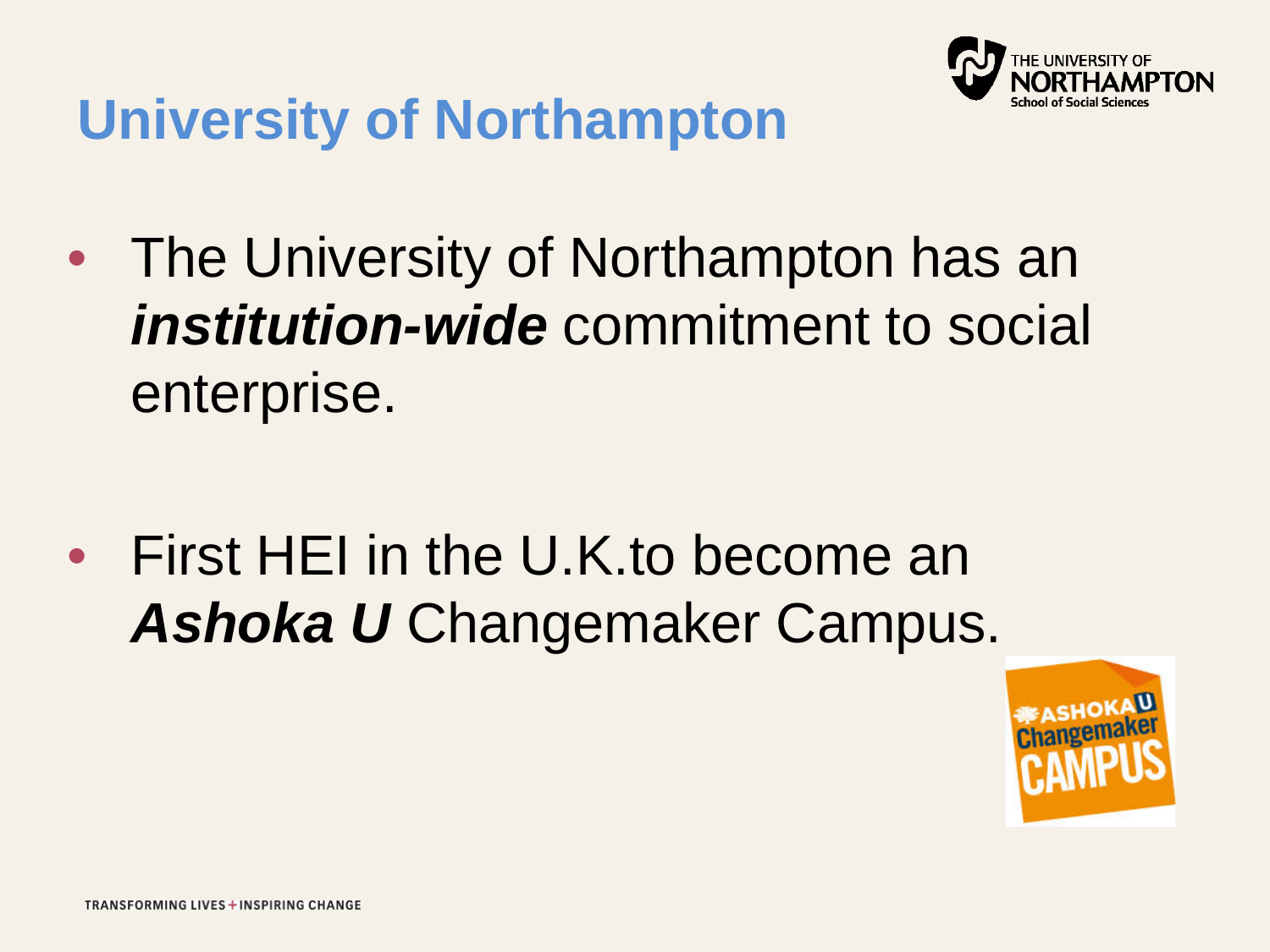# University of Northampton

- The University of Northampton has an ***institution-wide*** commitment to social enterprise.

- First HEI in the U.K.to become an ***Ashoka U*** Changemaker Campus.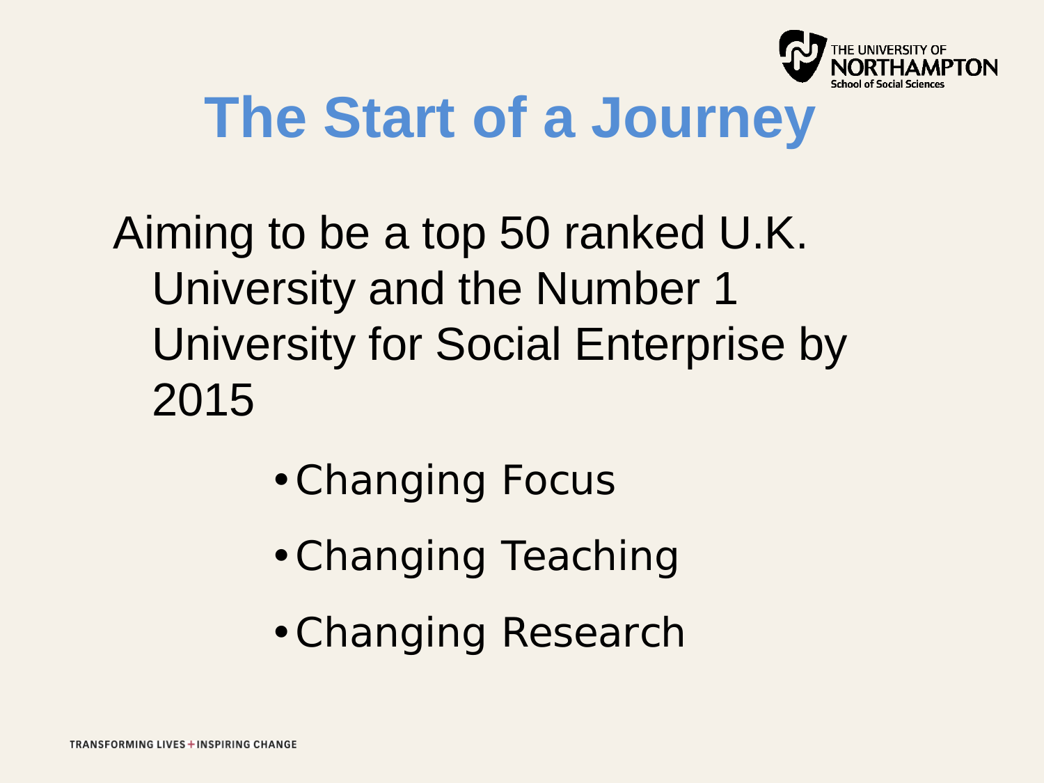# The Start of a Journey

Aiming to be a top 50 ranked U.K. University and the Number 1 University for Social Enterprise by 2015

- Changing Focus
- Changing Teaching
- Changing Research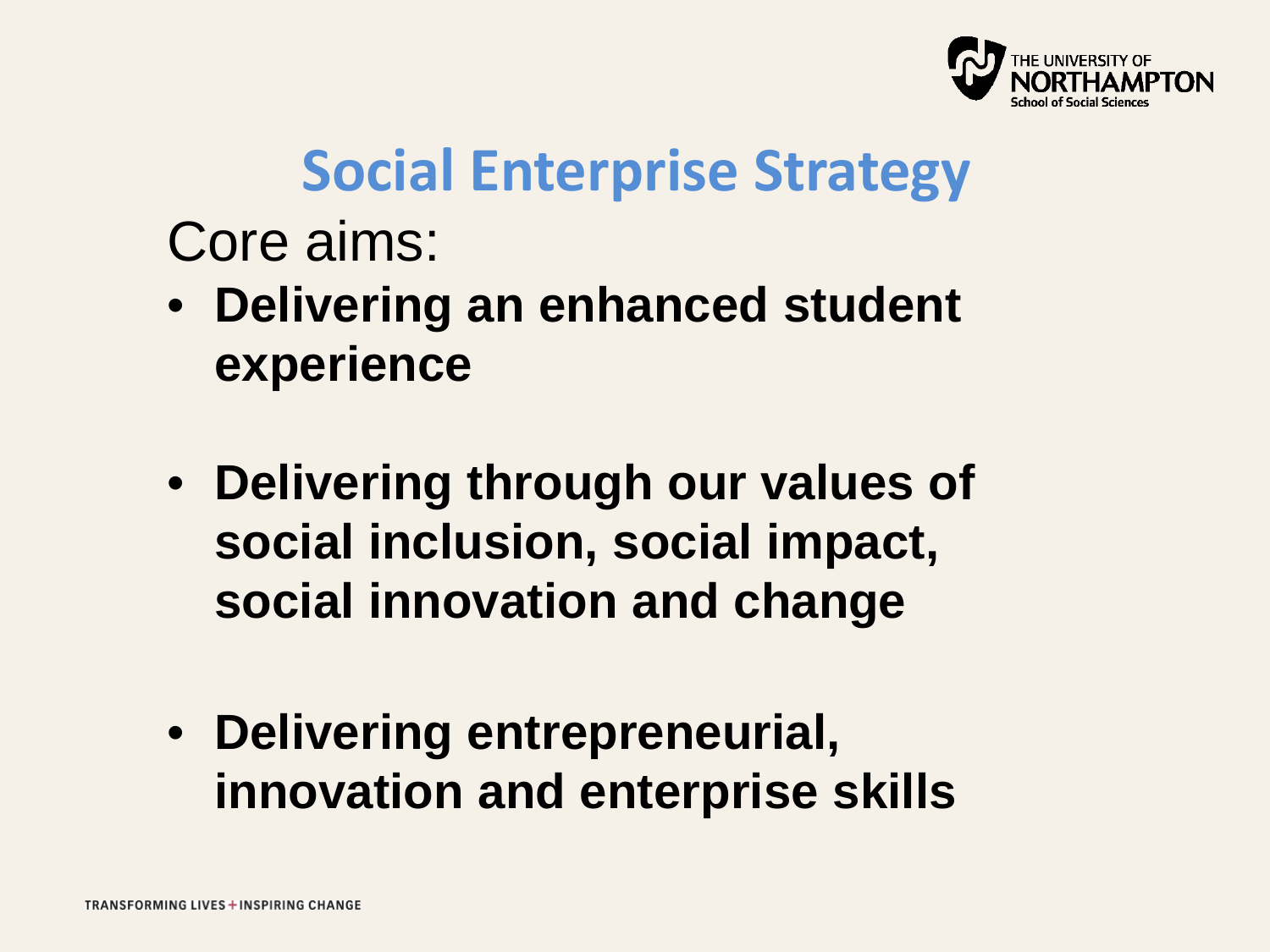# Social Enterprise Strategy

Core aims:

- **Delivering an enhanced student experience**
- **Delivering through our values of social inclusion, social impact, social innovation and change**
- **Delivering entrepreneurial, innovation and enterprise skills**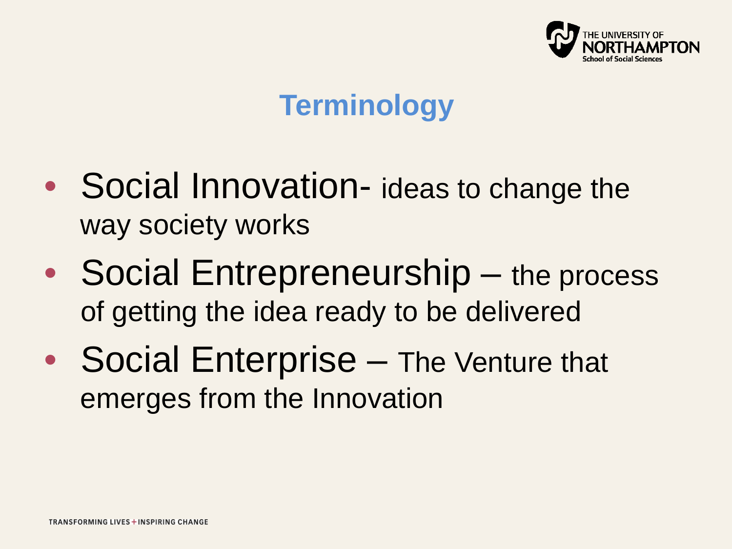# Terminology

- Social Innovation- ideas to change the way society works
- Social Entrepreneurship – the process of getting the idea ready to be delivered
- Social Enterprise – The Venture that emerges from the Innovation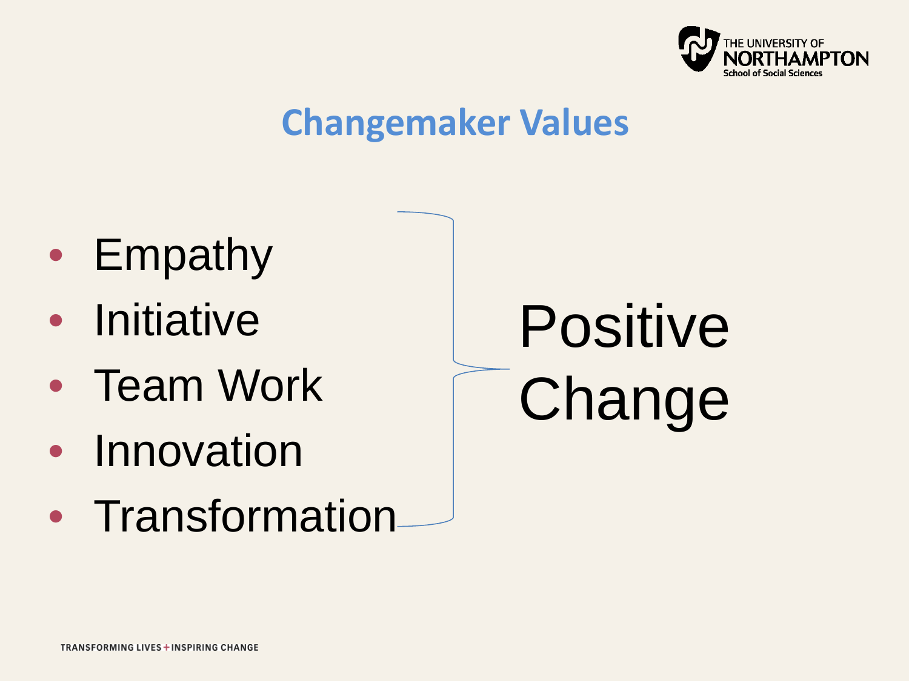## Changemaker Values

- Empathy
- Initiative
- Team Work
- Innovation
- Transformation

Positive Change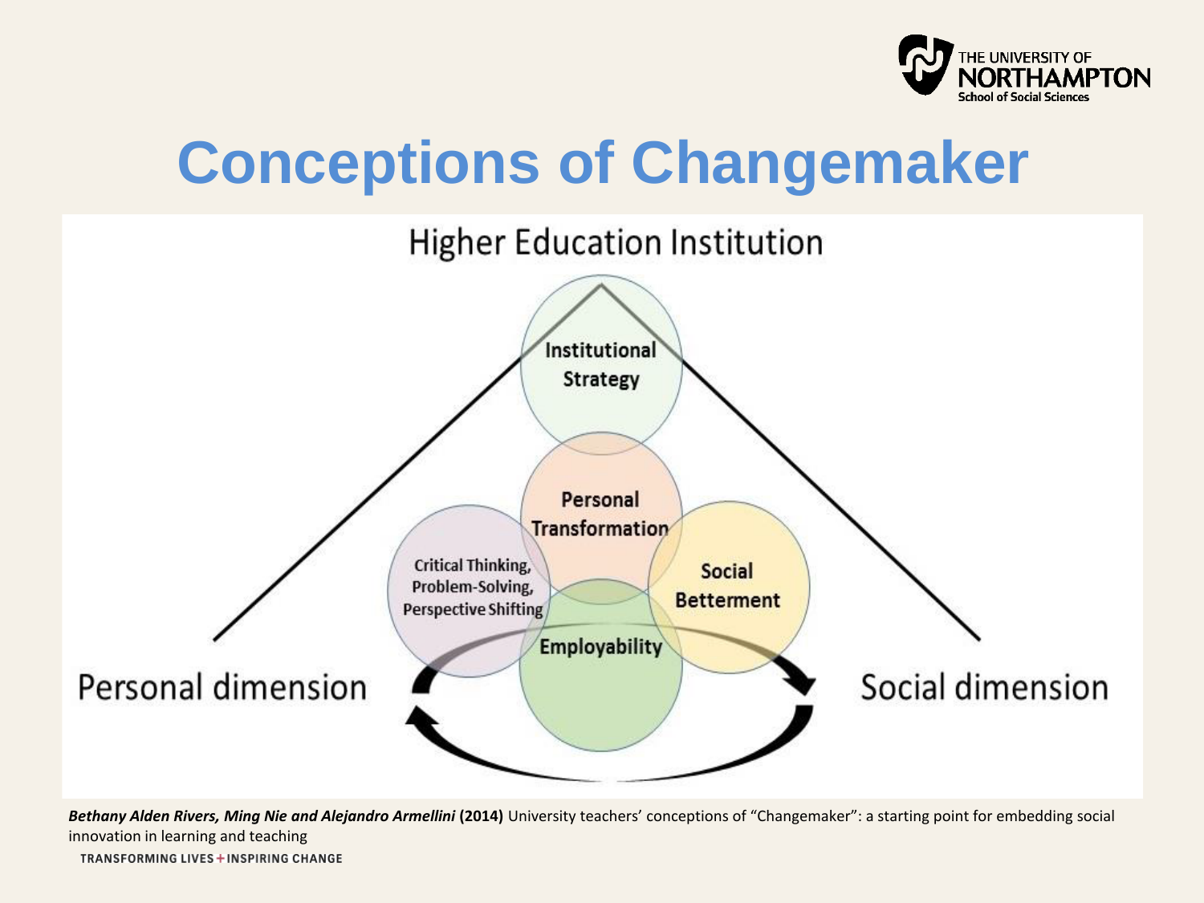# Conceptions of Changemaker

Higher Education Institution

Institutional Strategy

Personal Transformation

Critical Thinking, Problem-Solving, Perspective Shifting

Social Betterment

Employability

Personal dimension

Social dimension

***Bethany Alden Rivers, Ming Nie and Alejandro Armellini* (2014)** University teachers' conceptions of "Changemaker": a starting point for embedding social innovation in learning and teaching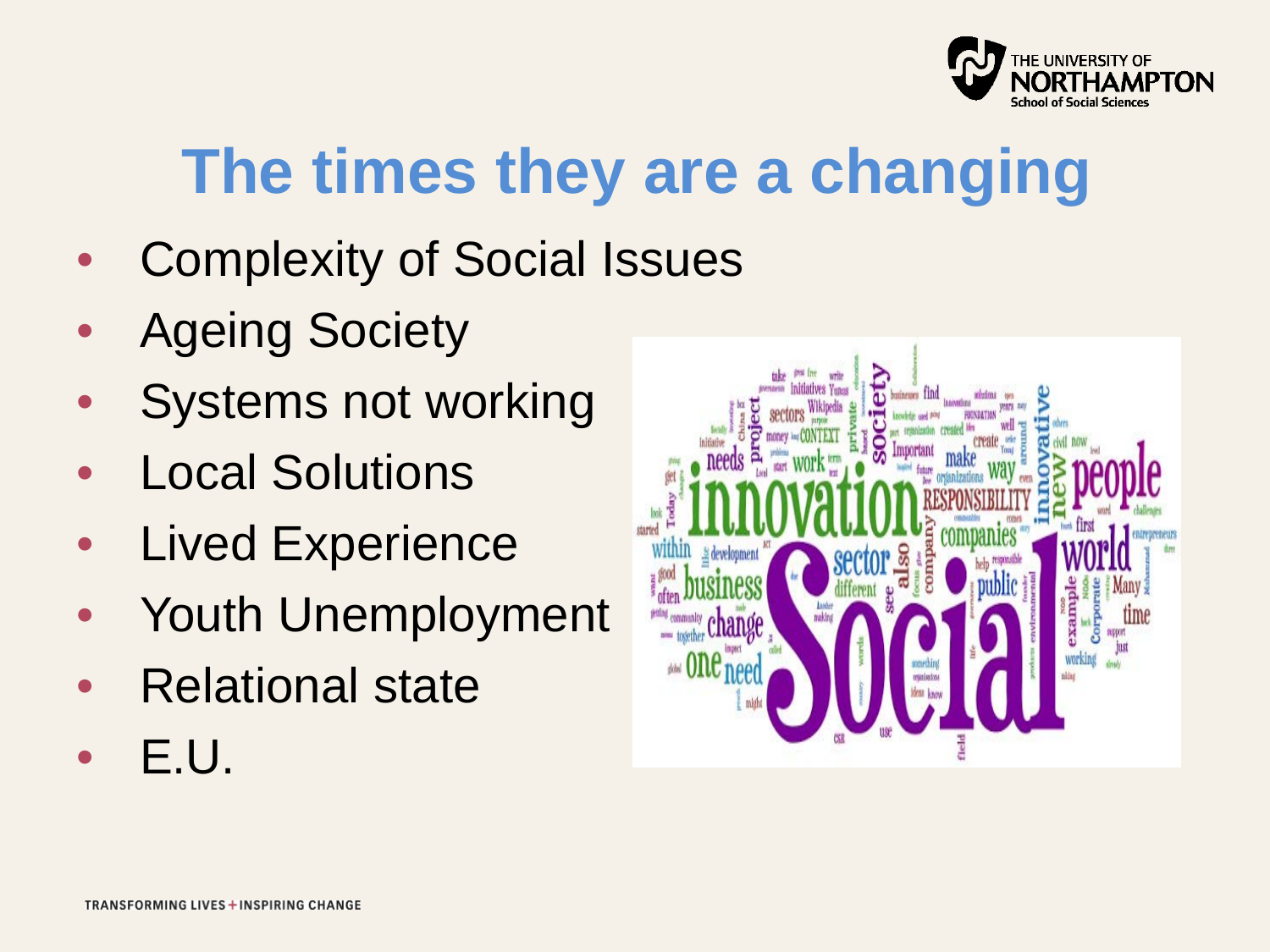# The times they are a changing

- Complexity of Social Issues
- Ageing Society
- Systems not working
- Local Solutions
- Lived Experience
- Youth Unemployment
- Relational state
- E.U.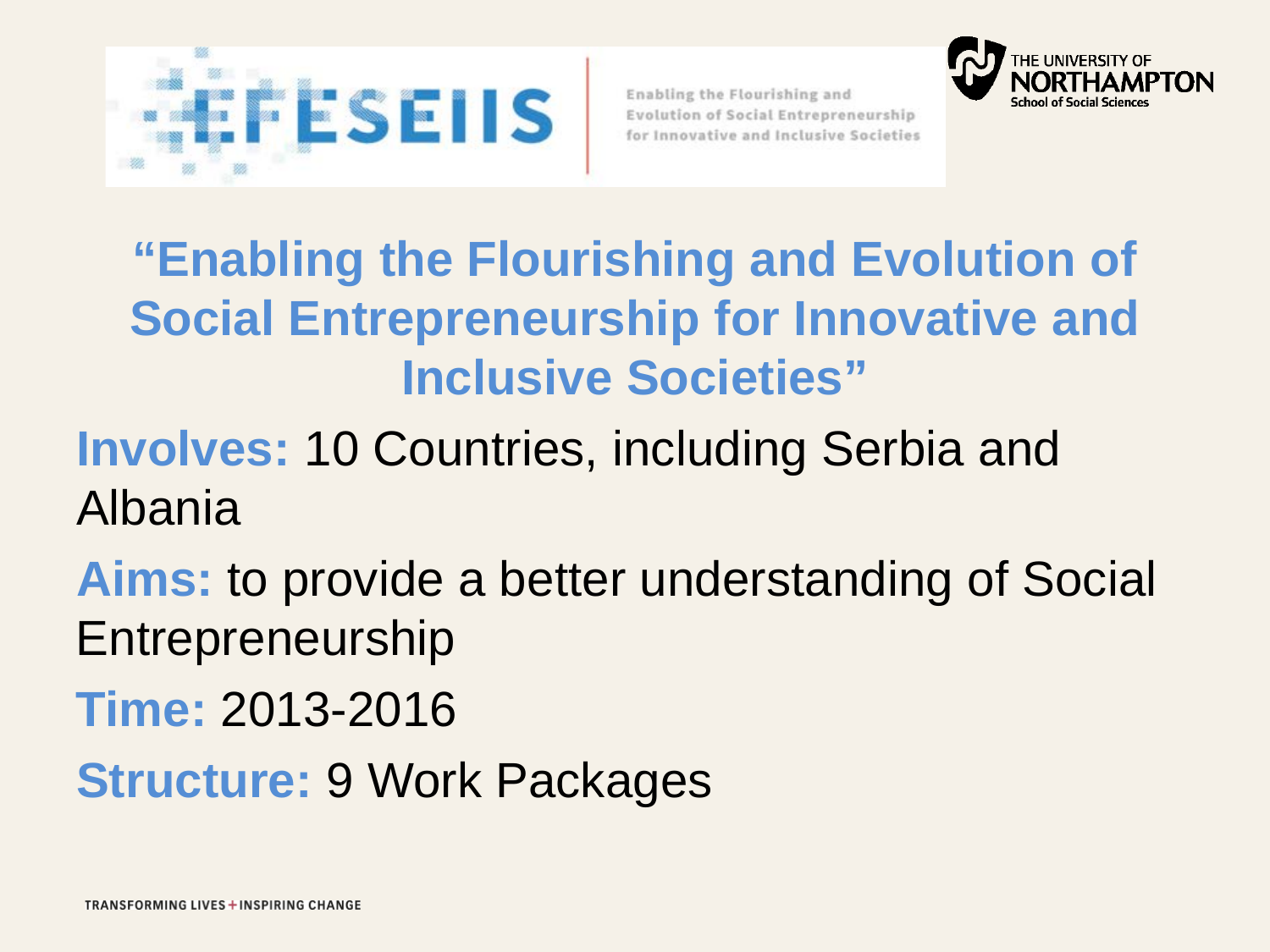EFESEIIS

Enabling the Flourishing and Evolution of Social Entrepreneurship for Innovative and Inclusive Societies

THE UNIVERSITY OF NORTHAMPTON
School of Social Sciences

# "Enabling the Flourishing and Evolution of Social Entrepreneurship for Innovative and Inclusive Societies"

**Involves:** 10 Countries, including Serbia and Albania

**Aims:** to provide a better understanding of Social Entrepreneurship

**Time:** 2013-2016

**Structure:** 9 Work Packages

TRANSFORMING LIVES + INSPIRING CHANGE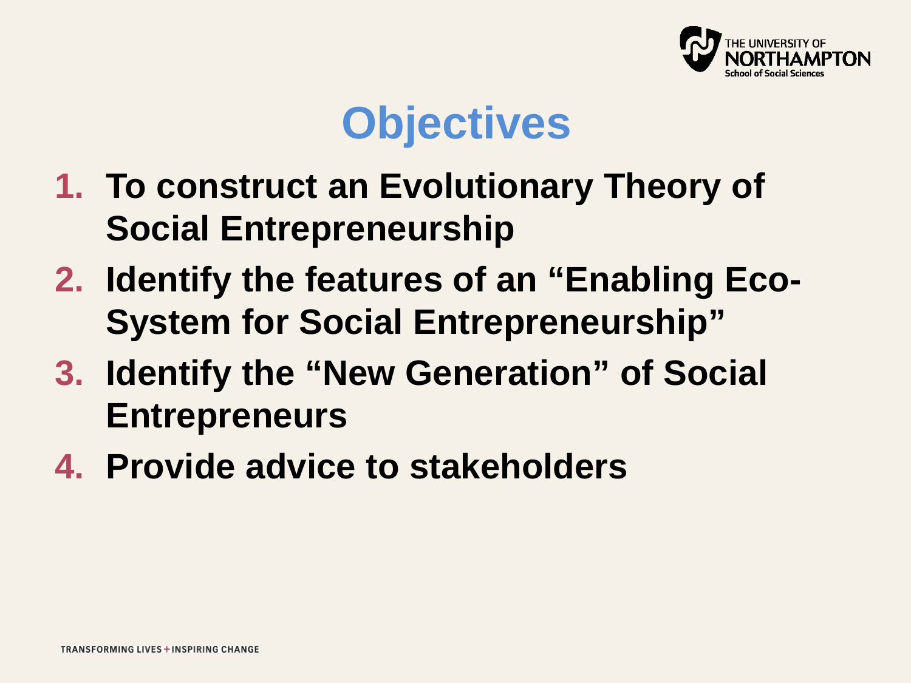# Objectives

1. **To construct an Evolutionary Theory of Social Entrepreneurship**
2. **Identify the features of an "Enabling Eco-System for Social Entrepreneurship"**
3. **Identify the "New Generation" of Social Entrepreneurs**
4. **Provide advice to stakeholders**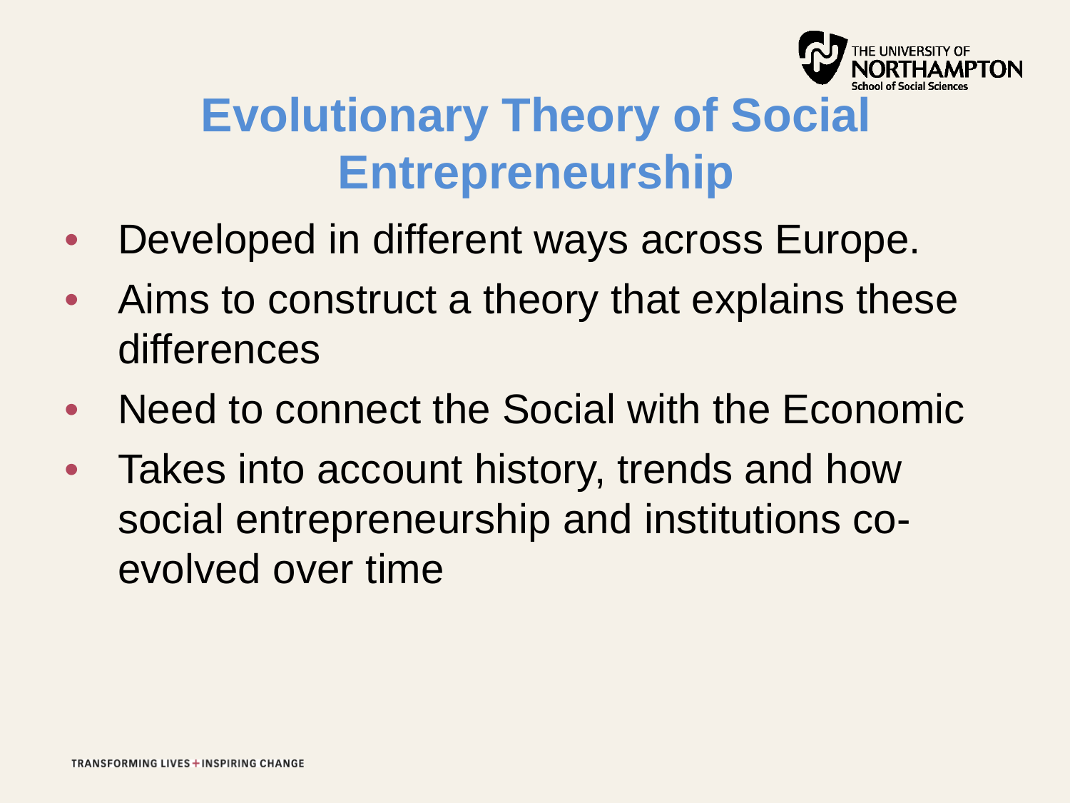# Evolutionary Theory of Social Entrepreneurship

- Developed in different ways across Europe.
- Aims to construct a theory that explains these differences
- Need to connect the Social with the Economic
- Takes into account history, trends and how social entrepreneurship and institutions co-evolved over time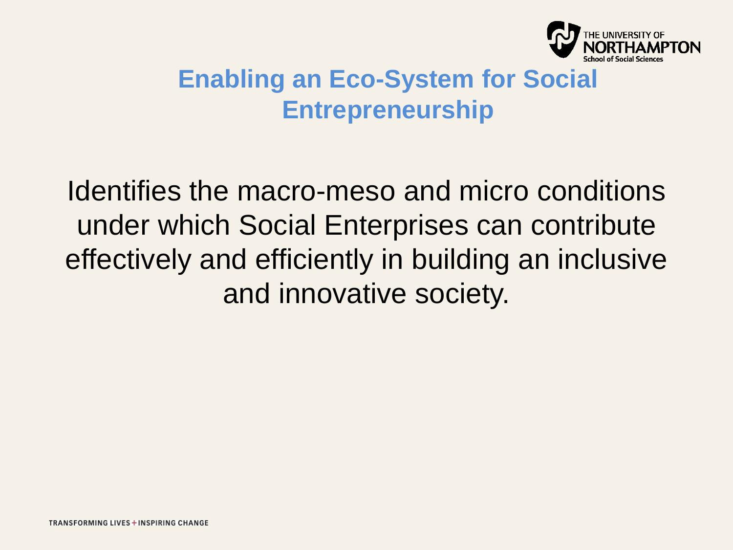## Enabling an Eco-System for Social Entrepreneurship

Identifies the macro-meso and micro conditions under which Social Enterprises can contribute effectively and efficiently in building an inclusive and innovative society.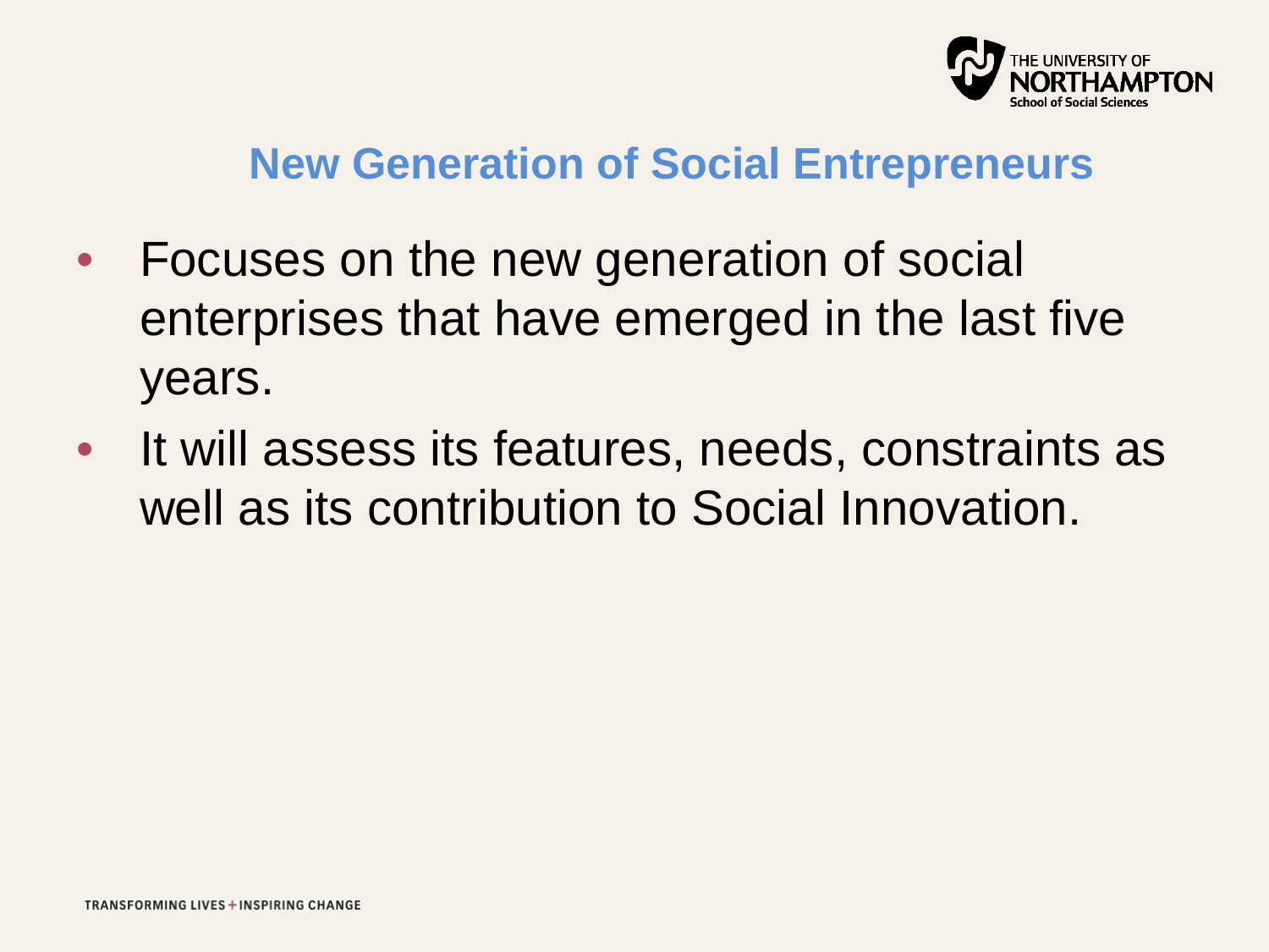## New Generation of Social Entrepreneurs

- Focuses on the new generation of social enterprises that have emerged in the last five years.
- It will assess its features, needs, constraints as well as its contribution to Social Innovation.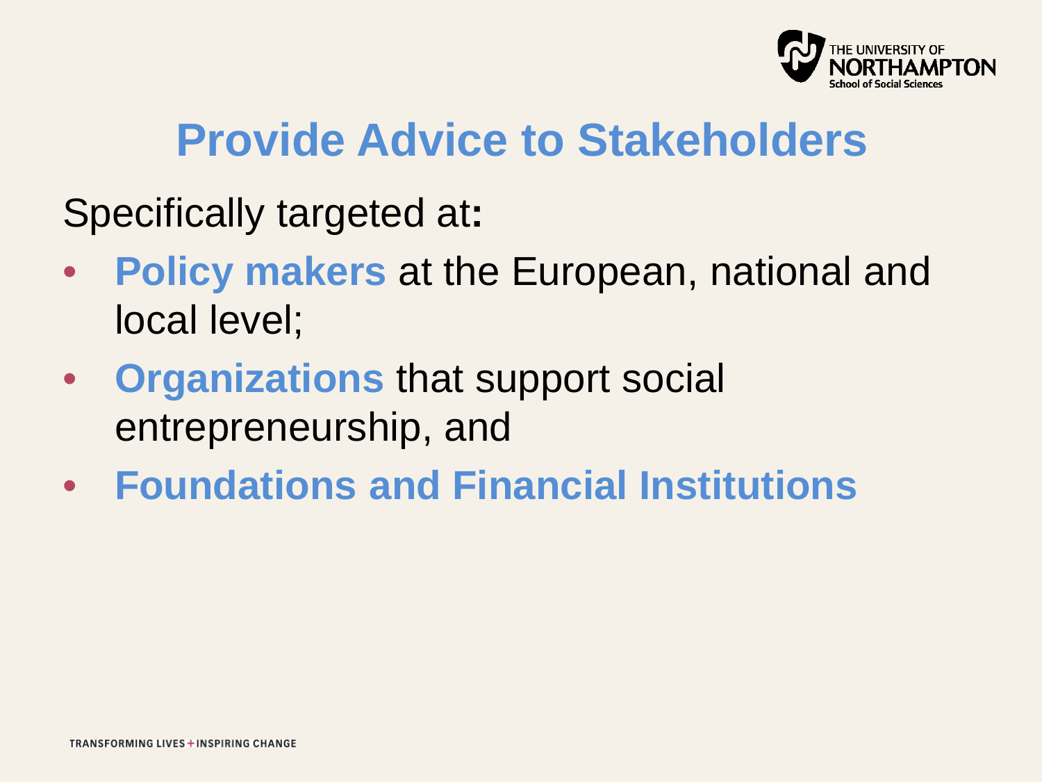# Provide Advice to Stakeholders

Specifically targeted at**:**

- **Policy makers** at the European, national and local level;
- **Organizations** that support social entrepreneurship, and
- **Foundations and Financial Institutions**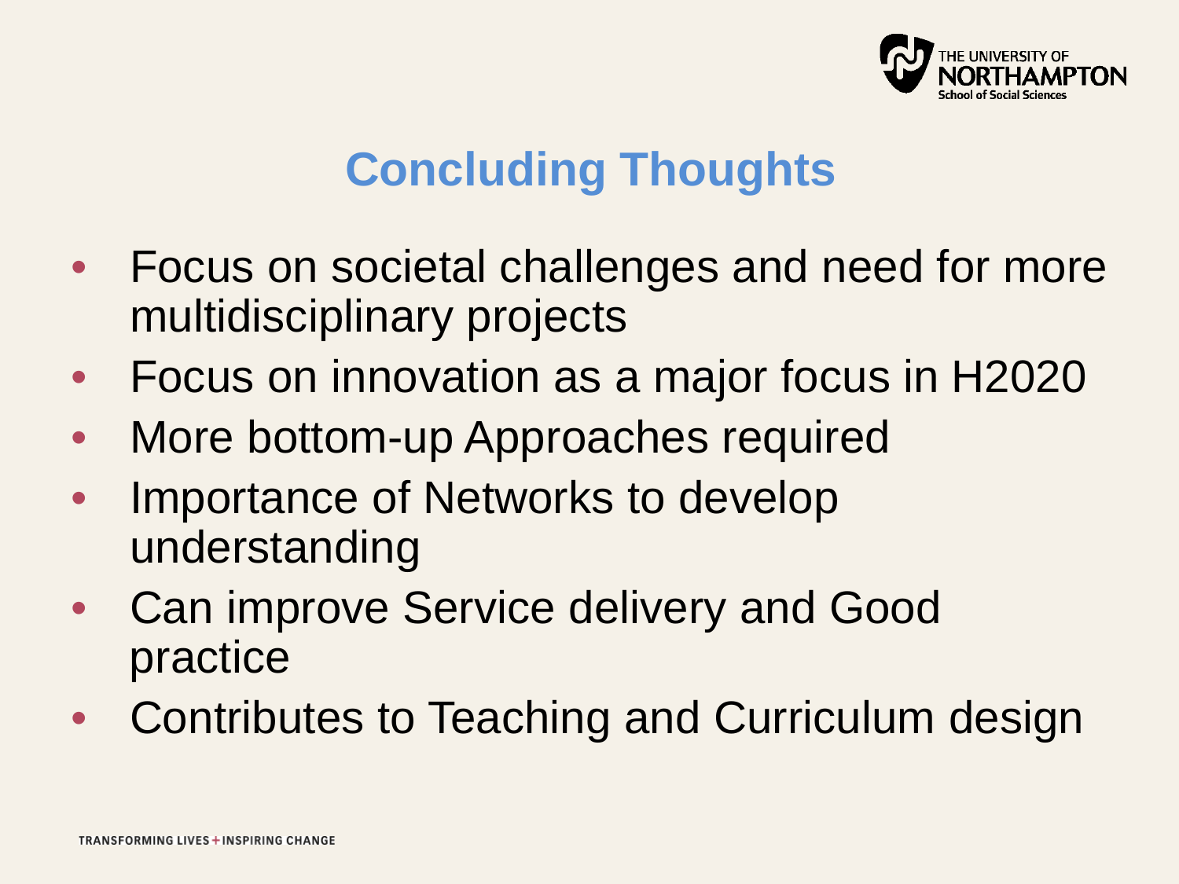# Concluding Thoughts

- Focus on societal challenges and need for more multidisciplinary projects
- Focus on innovation as a major focus in H2020
- More bottom-up Approaches required
- Importance of Networks to develop understanding
- Can improve Service delivery and Good practice
- Contributes to Teaching and Curriculum design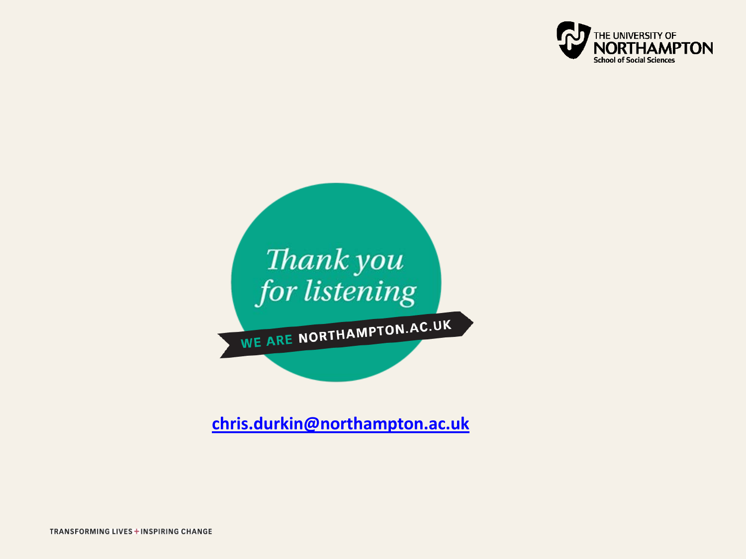THE UNIVERSITY OF NORTHAMPTON
School of Social Sciences

*Thank you for listening*

WE ARE NORTHAMPTON.AC.UK

chris.durkin@northampton.ac.uk

TRANSFORMING LIVES + INSPIRING CHANGE